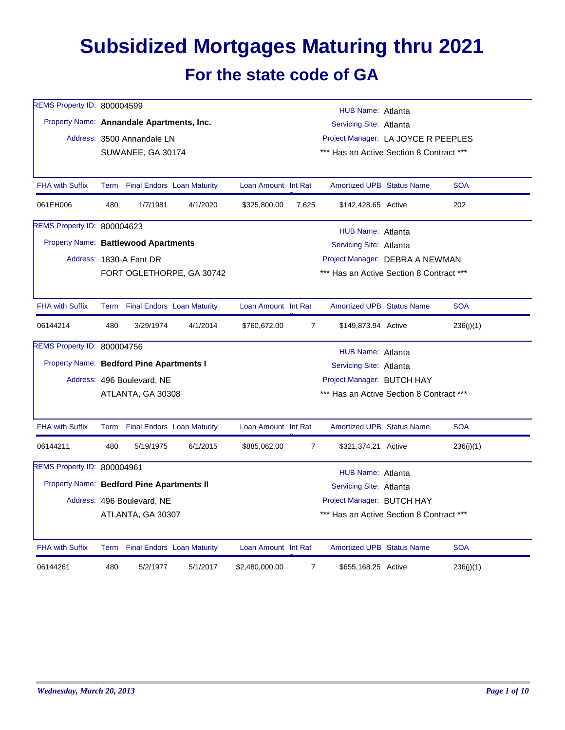# Subsidized Mortgages Maturing thru 2021

## For the state code of GA

REMS Property ID: 800004599

Property Name: **Annandale Apartments, Inc.**

Address: 3500 Annandale LN
SUWANEE, GA 30174

HUB Name: Atlanta
Servicing Site: Atlanta
Project Manager: LA JOYCE R PEEPLES
*** Has an Active Section 8 Contract ***

| FHA with Suffix | Term | Final Endors | Loan Maturity | Loan Amount | Int Rate | Amortized UPB | Status Name | SOA |
|---|---|---|---|---|---|---|---|---|
| 061EH006 | 480 | 1/7/1981 | 4/1/2020 | $325,800.00 | 7.625 | $142,428.65 | Active | 202 |

REMS Property ID: 800004623

Property Name: **Battlewood Apartments**

Address: 1830-A Fant DR
FORT OGLETHORPE, GA 30742

HUB Name: Atlanta
Servicing Site: Atlanta
Project Manager: DEBRA A NEWMAN
*** Has an Active Section 8 Contract ***

| FHA with Suffix | Term | Final Endors | Loan Maturity | Loan Amount | Int Rate | Amortized UPB | Status Name | SOA |
|---|---|---|---|---|---|---|---|---|
| 06144214 | 480 | 3/29/1974 | 4/1/2014 | $760,672.00 | 7 | $149,873.94 | Active | 236(j)(1) |

REMS Property ID: 800004756

Property Name: **Bedford Pine Apartments I**

Address: 496 Boulevard, NE
ATLANTA, GA 30308

HUB Name: Atlanta
Servicing Site: Atlanta
Project Manager: BUTCH HAY
*** Has an Active Section 8 Contract ***

| FHA with Suffix | Term | Final Endors | Loan Maturity | Loan Amount | Int Rate | Amortized UPB | Status Name | SOA |
|---|---|---|---|---|---|---|---|---|
| 06144211 | 480 | 5/19/1975 | 6/1/2015 | $885,062.00 | 7 | $321,374.21 | Active | 236(j)(1) |

REMS Property ID: 800004961

Property Name: **Bedford Pine Apartments II**

Address: 496 Boulevard, NE
ATLANTA, GA 30307

HUB Name: Atlanta
Servicing Site: Atlanta
Project Manager: BUTCH HAY
*** Has an Active Section 8 Contract ***

| FHA with Suffix | Term | Final Endors | Loan Maturity | Loan Amount | Int Rate | Amortized UPB | Status Name | SOA |
|---|---|---|---|---|---|---|---|---|
| 06144261 | 480 | 5/2/1977 | 5/1/2017 | $2,480,000.00 | 7 | $655,168.25 | Active | 236(j)(1) |

*Wednesday, March 20, 2013*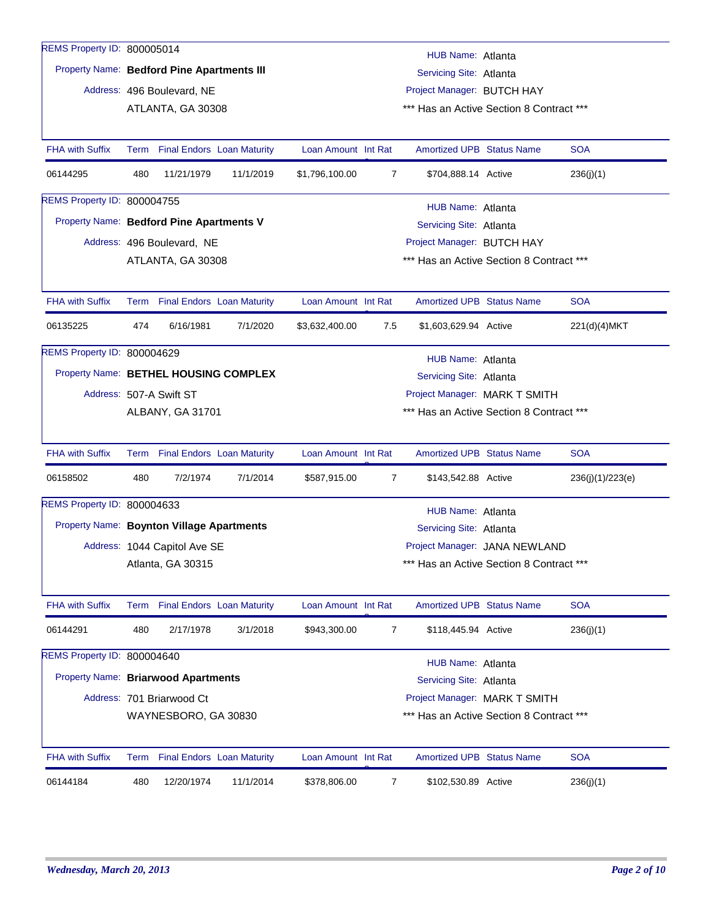REMS Property ID: 800005014

Property Name: **Bedford Pine Apartments III**

Address: 496 Boulevard, NE
ATLANTA, GA 30308

HUB Name: Atlanta
Servicing Site: Atlanta
Project Manager: BUTCH HAY
*** Has an Active Section 8 Contract ***

| FHA with Suffix | Term | Final Endors | Loan Maturity | Loan Amount | Int Rat | Amortized UPB | Status Name | SOA |
|---|---|---|---|---|---|---|---|---|
| 06144295 | 480 | 11/21/1979 | 11/1/2019 | $1,796,100.00 | 7 | $704,888.14 | Active | 236(j)(1) |

REMS Property ID: 800004755

Property Name: **Bedford Pine Apartments V**

Address: 496 Boulevard, NE
ATLANTA, GA 30308

HUB Name: Atlanta
Servicing Site: Atlanta
Project Manager: BUTCH HAY
*** Has an Active Section 8 Contract ***

| FHA with Suffix | Term | Final Endors | Loan Maturity | Loan Amount | Int Rat | Amortized UPB | Status Name | SOA |
|---|---|---|---|---|---|---|---|---|
| 06135225 | 474 | 6/16/1981 | 7/1/2020 | $3,632,400.00 | 7.5 | $1,603,629.94 | Active | 221(d)(4)MKT |

REMS Property ID: 800004629

Property Name: **BETHEL HOUSING COMPLEX**

Address: 507-A Swift ST
ALBANY, GA 31701

HUB Name: Atlanta
Servicing Site: Atlanta
Project Manager: MARK T SMITH
*** Has an Active Section 8 Contract ***

| FHA with Suffix | Term | Final Endors | Loan Maturity | Loan Amount | Int Rat | Amortized UPB | Status Name | SOA |
|---|---|---|---|---|---|---|---|---|
| 06158502 | 480 | 7/2/1974 | 7/1/2014 | $587,915.00 | 7 | $143,542.88 | Active | 236(j)(1)/223(e) |

REMS Property ID: 800004633

Property Name: **Boynton Village Apartments**

Address: 1044 Capitol Ave SE
Atlanta, GA 30315

HUB Name: Atlanta
Servicing Site: Atlanta
Project Manager: JANA NEWLAND
*** Has an Active Section 8 Contract ***

| FHA with Suffix | Term | Final Endors | Loan Maturity | Loan Amount | Int Rat | Amortized UPB | Status Name | SOA |
|---|---|---|---|---|---|---|---|---|
| 06144291 | 480 | 2/17/1978 | 3/1/2018 | $943,300.00 | 7 | $118,445.94 | Active | 236(j)(1) |

REMS Property ID: 800004640

Property Name: **Briarwood Apartments**

Address: 701 Briarwood Ct
WAYNESBORO, GA 30830

HUB Name: Atlanta
Servicing Site: Atlanta
Project Manager: MARK T SMITH
*** Has an Active Section 8 Contract ***

| FHA with Suffix | Term | Final Endors | Loan Maturity | Loan Amount | Int Rat | Amortized UPB | Status Name | SOA |
|---|---|---|---|---|---|---|---|---|
| 06144184 | 480 | 12/20/1974 | 11/1/2014 | $378,806.00 | 7 | $102,530.89 | Active | 236(j)(1) |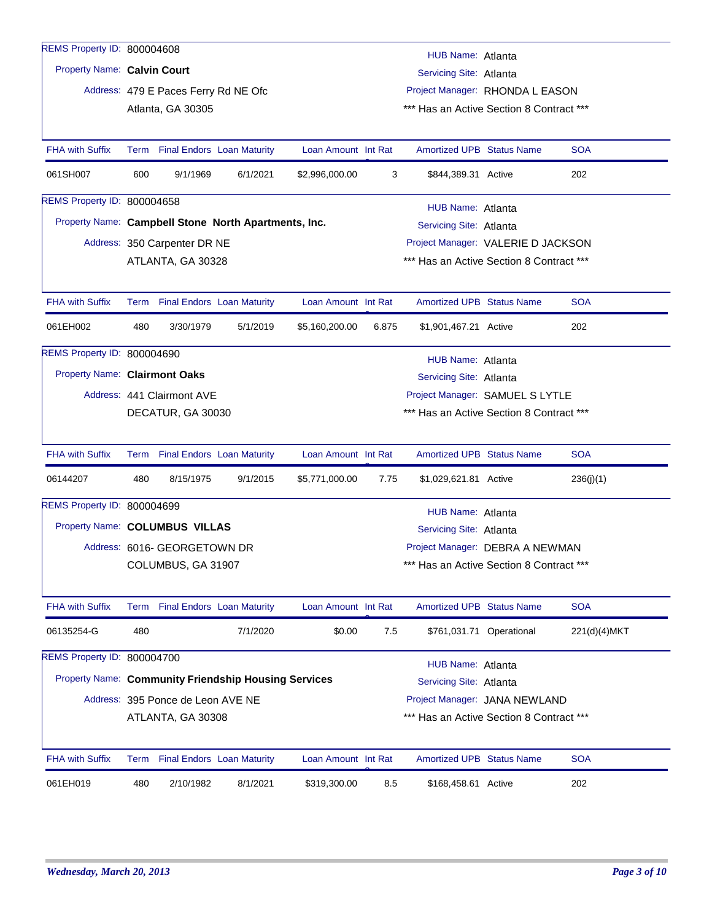REMS Property ID: 800004608

Property Name: **Calvin Court**

Address: 479 E Paces Ferry Rd NE Ofc
Atlanta, GA 30305

HUB Name: Atlanta
Servicing Site: Atlanta
Project Manager: RHONDA L EASON
*** Has an Active Section 8 Contract ***

| FHA with Suffix | Term | Final Endors | Loan Maturity | Loan Amount | Int Rat | Amortized UPB | Status Name | SOA |
|---|---|---|---|---|---|---|---|---|
| 061SH007 | 600 | 9/1/1969 | 6/1/2021 | $2,996,000.00 | 3 | $844,389.31 | Active | 202 |

REMS Property ID: 800004658

Property Name: **Campbell Stone North Apartments, Inc.**

Address: 350 Carpenter DR NE
ATLANTA, GA 30328

HUB Name: Atlanta
Servicing Site: Atlanta
Project Manager: VALERIE D JACKSON
*** Has an Active Section 8 Contract ***

| FHA with Suffix | Term | Final Endors | Loan Maturity | Loan Amount | Int Rat | Amortized UPB | Status Name | SOA |
|---|---|---|---|---|---|---|---|---|
| 061EH002 | 480 | 3/30/1979 | 5/1/2019 | $5,160,200.00 | 6.875 | $1,901,467.21 | Active | 202 |

REMS Property ID: 800004690

Property Name: **Clairmont Oaks**

Address: 441 Clairmont AVE
DECATUR, GA 30030

HUB Name: Atlanta
Servicing Site: Atlanta
Project Manager: SAMUEL S LYTLE
*** Has an Active Section 8 Contract ***

| FHA with Suffix | Term | Final Endors | Loan Maturity | Loan Amount | Int Rat | Amortized UPB | Status Name | SOA |
|---|---|---|---|---|---|---|---|---|
| 06144207 | 480 | 8/15/1975 | 9/1/2015 | $5,771,000.00 | 7.75 | $1,029,621.81 | Active | 236(j)(1) |

REMS Property ID: 800004699

Property Name: **COLUMBUS VILLAS**

Address: 6016- GEORGETOWN DR
COLUMBUS, GA 31907

HUB Name: Atlanta
Servicing Site: Atlanta
Project Manager: DEBRA A NEWMAN
*** Has an Active Section 8 Contract ***

| FHA with Suffix | Term | Final Endors | Loan Maturity | Loan Amount | Int Rat | Amortized UPB | Status Name | SOA |
|---|---|---|---|---|---|---|---|---|
| 06135254-G | 480 | | 7/1/2020 | $0.00 | 7.5 | $761,031.71 | Operational | 221(d)(4)MKT |

REMS Property ID: 800004700

Property Name: **Community Friendship Housing Services**

Address: 395 Ponce de Leon AVE NE
ATLANTA, GA 30308

HUB Name: Atlanta
Servicing Site: Atlanta
Project Manager: JANA NEWLAND
*** Has an Active Section 8 Contract ***

| FHA with Suffix | Term | Final Endors | Loan Maturity | Loan Amount | Int Rat | Amortized UPB | Status Name | SOA |
|---|---|---|---|---|---|---|---|---|
| 061EH019 | 480 | 2/10/1982 | 8/1/2021 | $319,300.00 | 8.5 | $168,458.61 | Active | 202 |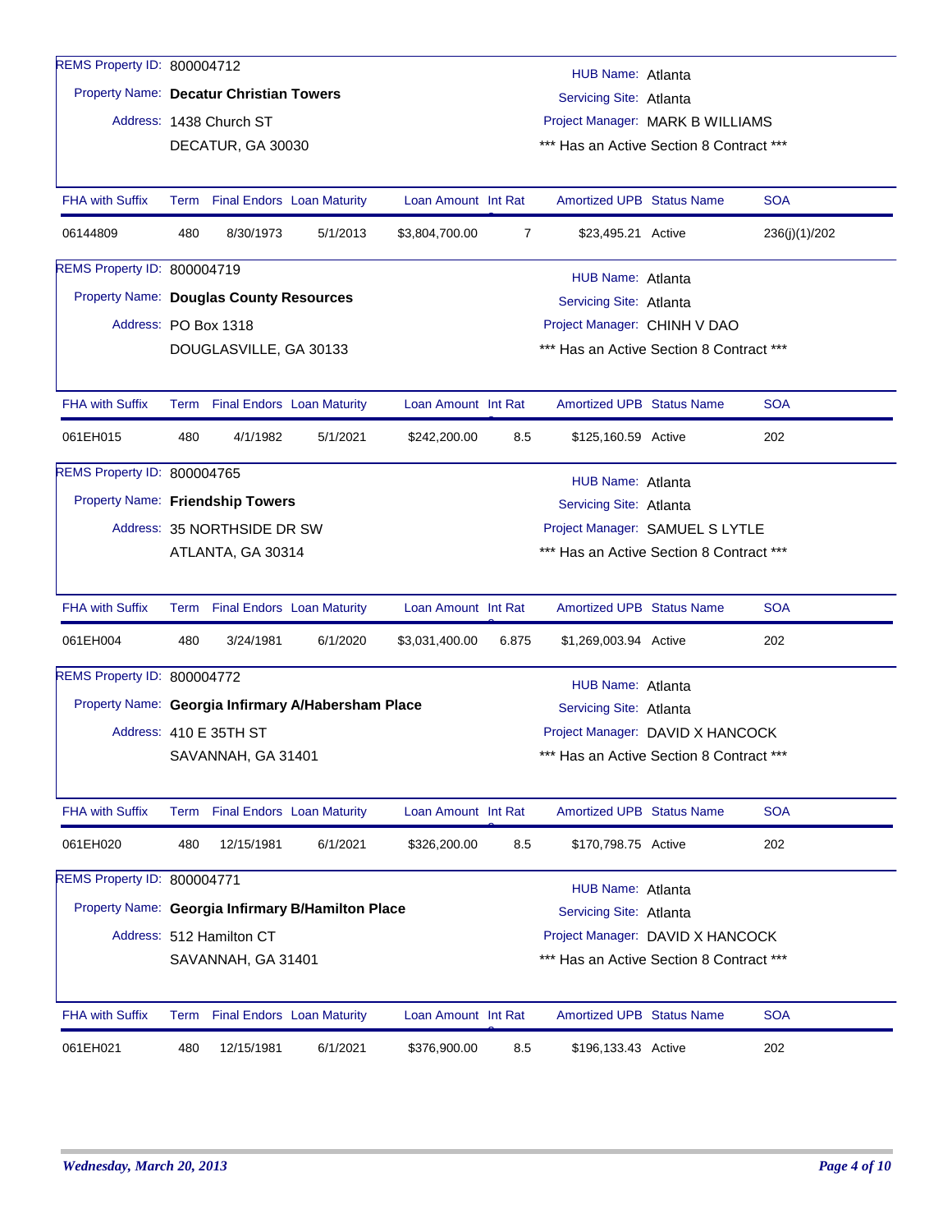REMS Property ID: 800004712

Property Name: **Decatur Christian Towers**

Address: 1438 Church ST
DECATUR, GA 30030

HUB Name: Atlanta
Servicing Site: Atlanta
Project Manager: MARK B WILLIAMS
*** Has an Active Section 8 Contract ***

| FHA with Suffix | Term | Final Endors | Loan Maturity | Loan Amount | Int Rate | Amortized UPB | Status Name | SOA |
|---|---|---|---|---|---|---|---|---|
| 06144809 | 480 | 8/30/1973 | 5/1/2013 | $3,804,700.00 | 7 | $23,495.21 | Active | 236(j)(1)/202 |

REMS Property ID: 800004719

Property Name: **Douglas County Resources**

Address: PO Box 1318
DOUGLASVILLE, GA 30133

HUB Name: Atlanta
Servicing Site: Atlanta
Project Manager: CHINH V DAO
*** Has an Active Section 8 Contract ***

| FHA with Suffix | Term | Final Endors | Loan Maturity | Loan Amount | Int Rate | Amortized UPB | Status Name | SOA |
|---|---|---|---|---|---|---|---|---|
| 061EH015 | 480 | 4/1/1982 | 5/1/2021 | $242,200.00 | 8.5 | $125,160.59 | Active | 202 |

REMS Property ID: 800004765

Property Name: **Friendship Towers**

Address: 35 NORTHSIDE DR SW
ATLANTA, GA 30314

HUB Name: Atlanta
Servicing Site: Atlanta
Project Manager: SAMUEL S LYTLE
*** Has an Active Section 8 Contract ***

| FHA with Suffix | Term | Final Endors | Loan Maturity | Loan Amount | Int Rate | Amortized UPB | Status Name | SOA |
|---|---|---|---|---|---|---|---|---|
| 061EH004 | 480 | 3/24/1981 | 6/1/2020 | $3,031,400.00 | 6.875 | $1,269,003.94 | Active | 202 |

REMS Property ID: 800004772

Property Name: **Georgia Infirmary A/Habersham Place**

Address: 410 E 35TH ST
SAVANNAH, GA 31401

HUB Name: Atlanta
Servicing Site: Atlanta
Project Manager: DAVID X HANCOCK
*** Has an Active Section 8 Contract ***

| FHA with Suffix | Term | Final Endors | Loan Maturity | Loan Amount | Int Rate | Amortized UPB | Status Name | SOA |
|---|---|---|---|---|---|---|---|---|
| 061EH020 | 480 | 12/15/1981 | 6/1/2021 | $326,200.00 | 8.5 | $170,798.75 | Active | 202 |

REMS Property ID: 800004771

Property Name: **Georgia Infirmary B/Hamilton Place**

Address: 512 Hamilton CT
SAVANNAH, GA 31401

HUB Name: Atlanta
Servicing Site: Atlanta
Project Manager: DAVID X HANCOCK
*** Has an Active Section 8 Contract ***

| FHA with Suffix | Term | Final Endors | Loan Maturity | Loan Amount | Int Rate | Amortized UPB | Status Name | SOA |
|---|---|---|---|---|---|---|---|---|
| 061EH021 | 480 | 12/15/1981 | 6/1/2021 | $376,900.00 | 8.5 | $196,133.43 | Active | 202 |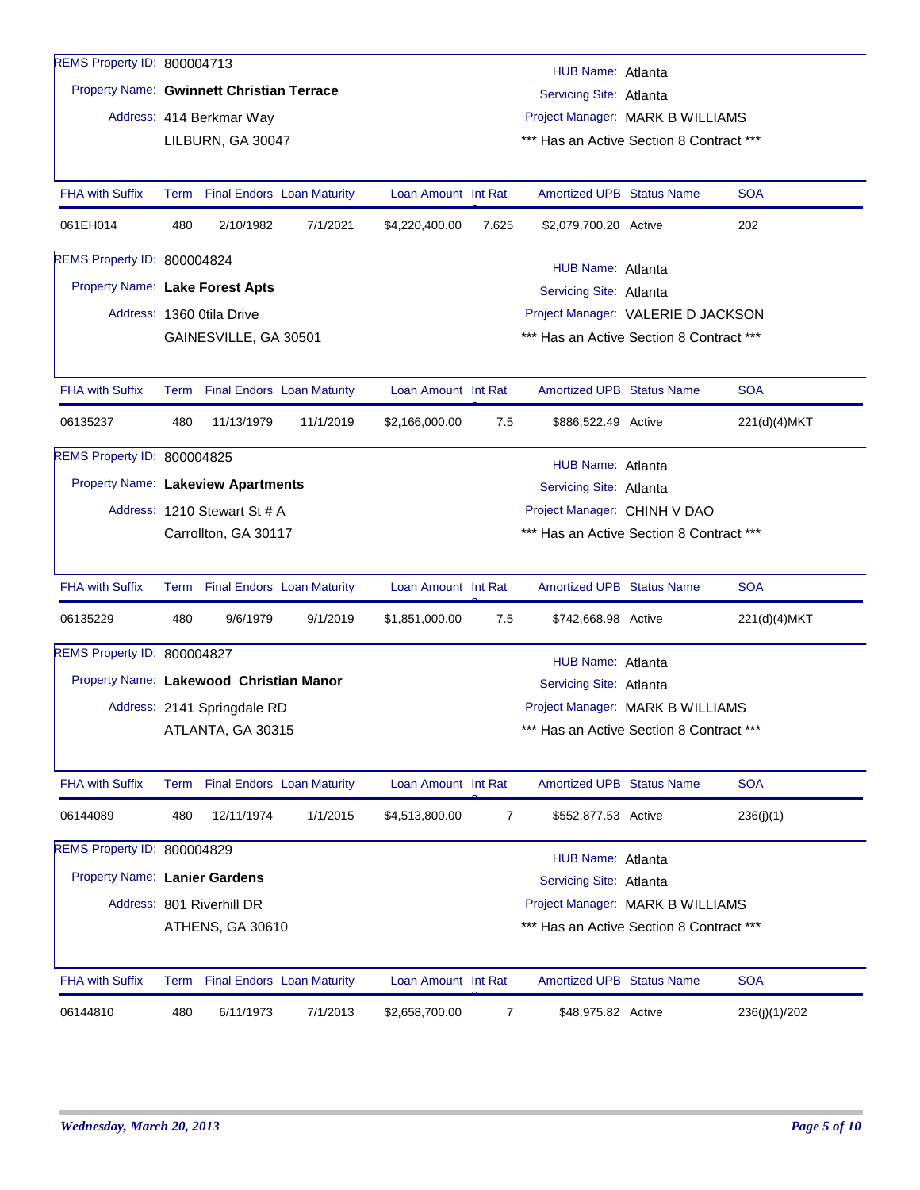REMS Property ID: 800004713

Property Name: **Gwinnett Christian Terrace**

Address: 414 Berkmar Way
LILBURN, GA 30047

HUB Name: Atlanta
Servicing Site: Atlanta
Project Manager: MARK B WILLIAMS
*** Has an Active Section 8 Contract ***

| FHA with Suffix | Term | Final Endors | Loan Maturity | Loan Amount | Int Rate | Amortized UPB | Status Name | SOA |
|---|---|---|---|---|---|---|---|---|
| 061EH014 | 480 | 2/10/1982 | 7/1/2021 | $4,220,400.00 | 7.625 | $2,079,700.20 | Active | 202 |

REMS Property ID: 800004824

Property Name: **Lake Forest Apts**

Address: 1360 0tila Drive
GAINESVILLE, GA 30501

HUB Name: Atlanta
Servicing Site: Atlanta
Project Manager: VALERIE D JACKSON
*** Has an Active Section 8 Contract ***

| FHA with Suffix | Term | Final Endors | Loan Maturity | Loan Amount | Int Rate | Amortized UPB | Status Name | SOA |
|---|---|---|---|---|---|---|---|---|
| 06135237 | 480 | 11/13/1979 | 11/1/2019 | $2,166,000.00 | 7.5 | $886,522.49 | Active | 221(d)(4)MKT |

REMS Property ID: 800004825

Property Name: **Lakeview Apartments**

Address: 1210 Stewart St # A
Carrollton, GA 30117

HUB Name: Atlanta
Servicing Site: Atlanta
Project Manager: CHINH V DAO
*** Has an Active Section 8 Contract ***

| FHA with Suffix | Term | Final Endors | Loan Maturity | Loan Amount | Int Rate | Amortized UPB | Status Name | SOA |
|---|---|---|---|---|---|---|---|---|
| 06135229 | 480 | 9/6/1979 | 9/1/2019 | $1,851,000.00 | 7.5 | $742,668.98 | Active | 221(d)(4)MKT |

REMS Property ID: 800004827

Property Name: **Lakewood Christian Manor**

Address: 2141 Springdale RD
ATLANTA, GA 30315

HUB Name: Atlanta
Servicing Site: Atlanta
Project Manager: MARK B WILLIAMS
*** Has an Active Section 8 Contract ***

| FHA with Suffix | Term | Final Endors | Loan Maturity | Loan Amount | Int Rate | Amortized UPB | Status Name | SOA |
|---|---|---|---|---|---|---|---|---|
| 06144089 | 480 | 12/11/1974 | 1/1/2015 | $4,513,800.00 | 7 | $552,877.53 | Active | 236(j)(1) |

REMS Property ID: 800004829

Property Name: **Lanier Gardens**

Address: 801 Riverhill DR
ATHENS, GA 30610

HUB Name: Atlanta
Servicing Site: Atlanta
Project Manager: MARK B WILLIAMS
*** Has an Active Section 8 Contract ***

| FHA with Suffix | Term | Final Endors | Loan Maturity | Loan Amount | Int Rate | Amortized UPB | Status Name | SOA |
|---|---|---|---|---|---|---|---|---|
| 06144810 | 480 | 6/11/1973 | 7/1/2013 | $2,658,700.00 | 7 | $48,975.82 | Active | 236(j)(1)/202 |

*Wednesday, March 20, 2013*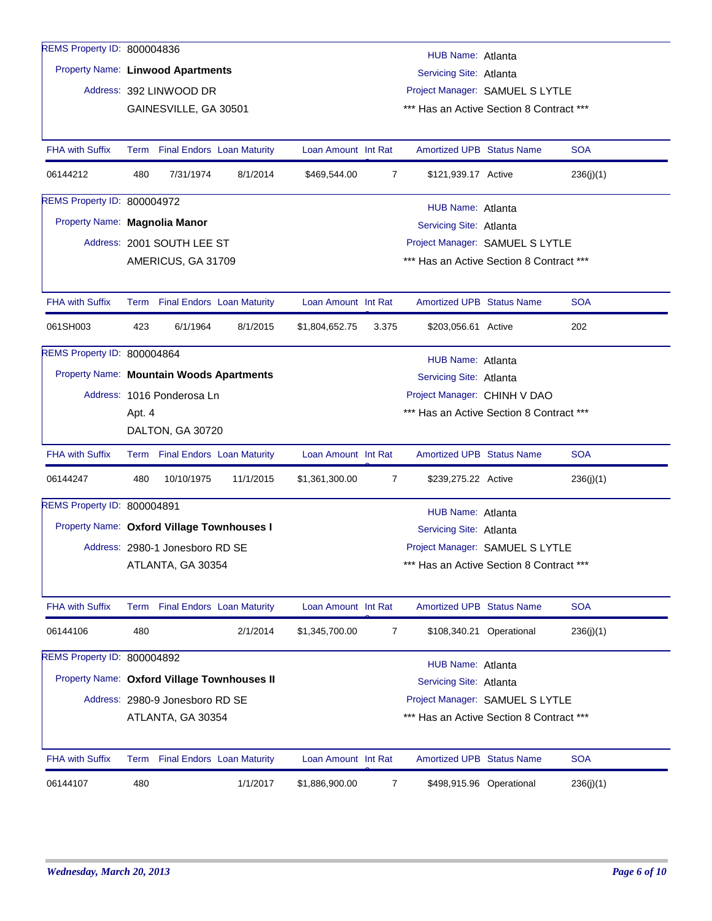REMS Property ID: 800004836

Property Name: **Linwood Apartments**

Address: 392 LINWOOD DR
GAINESVILLE, GA 30501

HUB Name: Atlanta
Servicing Site: Atlanta
Project Manager: SAMUEL S LYTLE
*** Has an Active Section 8 Contract ***

| FHA with Suffix | Term | Final Endors | Loan Maturity | Loan Amount | Int Rate | Amortized UPB | Status Name | SOA |
|---|---|---|---|---|---|---|---|---|
| 06144212 | 480 | 7/31/1974 | 8/1/2014 | $469,544.00 | 7 | $121,939.17 | Active | 236(j)(1) |

REMS Property ID: 800004972

Property Name: **Magnolia Manor**

Address: 2001 SOUTH LEE ST
AMERICUS, GA 31709

HUB Name: Atlanta
Servicing Site: Atlanta
Project Manager: SAMUEL S LYTLE
*** Has an Active Section 8 Contract ***

| FHA with Suffix | Term | Final Endors | Loan Maturity | Loan Amount | Int Rate | Amortized UPB | Status Name | SOA |
|---|---|---|---|---|---|---|---|---|
| 061SH003 | 423 | 6/1/1964 | 8/1/2015 | $1,804,652.75 | 3.375 | $203,056.61 | Active | 202 |

REMS Property ID: 800004864

Property Name: **Mountain Woods Apartments**

Address: 1016 Ponderosa Ln
Apt. 4
DALTON, GA 30720

HUB Name: Atlanta
Servicing Site: Atlanta
Project Manager: CHINH V DAO
*** Has an Active Section 8 Contract ***

| FHA with Suffix | Term | Final Endors | Loan Maturity | Loan Amount | Int Rate | Amortized UPB | Status Name | SOA |
|---|---|---|---|---|---|---|---|---|
| 06144247 | 480 | 10/10/1975 | 11/1/2015 | $1,361,300.00 | 7 | $239,275.22 | Active | 236(j)(1) |

REMS Property ID: 800004891

Property Name: **Oxford Village Townhouses I**

Address: 2980-1 Jonesboro RD SE
ATLANTA, GA 30354

HUB Name: Atlanta
Servicing Site: Atlanta
Project Manager: SAMUEL S LYTLE
*** Has an Active Section 8 Contract ***

| FHA with Suffix | Term | Final Endors | Loan Maturity | Loan Amount | Int Rate | Amortized UPB | Status Name | SOA |
|---|---|---|---|---|---|---|---|---|
| 06144106 | 480 | | 2/1/2014 | $1,345,700.00 | 7 | $108,340.21 | Operational | 236(j)(1) |

REMS Property ID: 800004892

Property Name: **Oxford Village Townhouses II**

Address: 2980-9 Jonesboro RD SE
ATLANTA, GA 30354

HUB Name: Atlanta
Servicing Site: Atlanta
Project Manager: SAMUEL S LYTLE
*** Has an Active Section 8 Contract ***

| FHA with Suffix | Term | Final Endors | Loan Maturity | Loan Amount | Int Rate | Amortized UPB | Status Name | SOA |
|---|---|---|---|---|---|---|---|---|
| 06144107 | 480 | | 1/1/2017 | $1,886,900.00 | 7 | $498,915.96 | Operational | 236(j)(1) |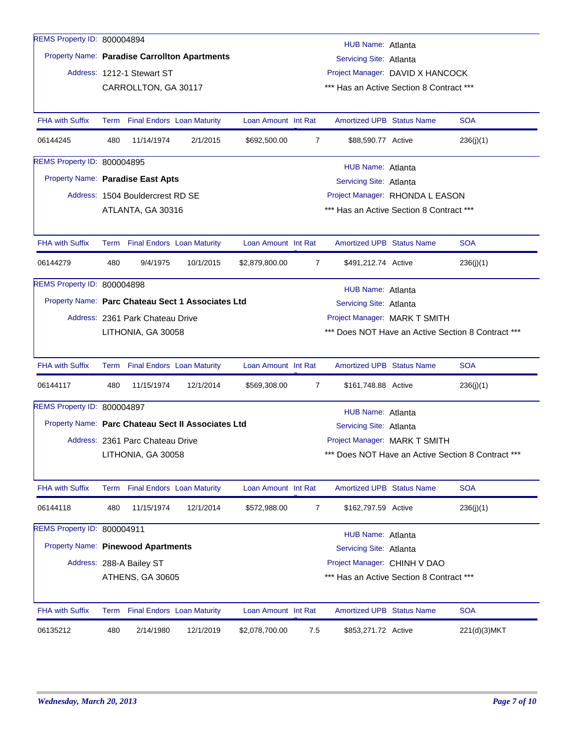REMS Property ID: 800004894

Property Name: **Paradise Carrollton Apartments**

Address: 1212-1 Stewart ST
CARROLLTON, GA 30117

HUB Name: Atlanta
Servicing Site: Atlanta
Project Manager: DAVID X HANCOCK
*** Has an Active Section 8 Contract ***

| FHA with Suffix | Term | Final Endors | Loan Maturity | Loan Amount | Int Rat | Amortized UPB | Status Name | SOA |
|---|---|---|---|---|---|---|---|---|
| 06144245 | 480 | 11/14/1974 | 2/1/2015 | $692,500.00 | 7 | $88,590.77 | Active | 236(j)(1) |

REMS Property ID: 800004895

Property Name: **Paradise East Apts**

Address: 1504 Bouldercrest RD SE
ATLANTA, GA 30316

HUB Name: Atlanta
Servicing Site: Atlanta
Project Manager: RHONDA L EASON
*** Has an Active Section 8 Contract ***

| FHA with Suffix | Term | Final Endors | Loan Maturity | Loan Amount | Int Rat | Amortized UPB | Status Name | SOA |
|---|---|---|---|---|---|---|---|---|
| 06144279 | 480 | 9/4/1975 | 10/1/2015 | $2,879,800.00 | 7 | $491,212.74 | Active | 236(j)(1) |

REMS Property ID: 800004898

Property Name: **Parc Chateau Sect 1 Associates Ltd**

Address: 2361 Park Chateau Drive
LITHONIA, GA 30058

HUB Name: Atlanta
Servicing Site: Atlanta
Project Manager: MARK T SMITH
*** Does NOT Have an Active Section 8 Contract ***

| FHA with Suffix | Term | Final Endors | Loan Maturity | Loan Amount | Int Rat | Amortized UPB | Status Name | SOA |
|---|---|---|---|---|---|---|---|---|
| 06144117 | 480 | 11/15/1974 | 12/1/2014 | $569,308.00 | 7 | $161,748.88 | Active | 236(j)(1) |

REMS Property ID: 800004897

Property Name: **Parc Chateau Sect II Associates Ltd**

Address: 2361 Parc Chateau Drive
LITHONIA, GA 30058

HUB Name: Atlanta
Servicing Site: Atlanta
Project Manager: MARK T SMITH
*** Does NOT Have an Active Section 8 Contract ***

| FHA with Suffix | Term | Final Endors | Loan Maturity | Loan Amount | Int Rat | Amortized UPB | Status Name | SOA |
|---|---|---|---|---|---|---|---|---|
| 06144118 | 480 | 11/15/1974 | 12/1/2014 | $572,988.00 | 7 | $162,797.59 | Active | 236(j)(1) |

REMS Property ID: 800004911

Property Name: **Pinewood Apartments**

Address: 288-A Bailey ST
ATHENS, GA 30605

HUB Name: Atlanta
Servicing Site: Atlanta
Project Manager: CHINH V DAO
*** Has an Active Section 8 Contract ***

| FHA with Suffix | Term | Final Endors | Loan Maturity | Loan Amount | Int Rat | Amortized UPB | Status Name | SOA |
|---|---|---|---|---|---|---|---|---|
| 06135212 | 480 | 2/14/1980 | 12/1/2019 | $2,078,700.00 | 7.5 | $853,271.72 | Active | 221(d)(3)MKT |

*Wednesday, March 20, 2013*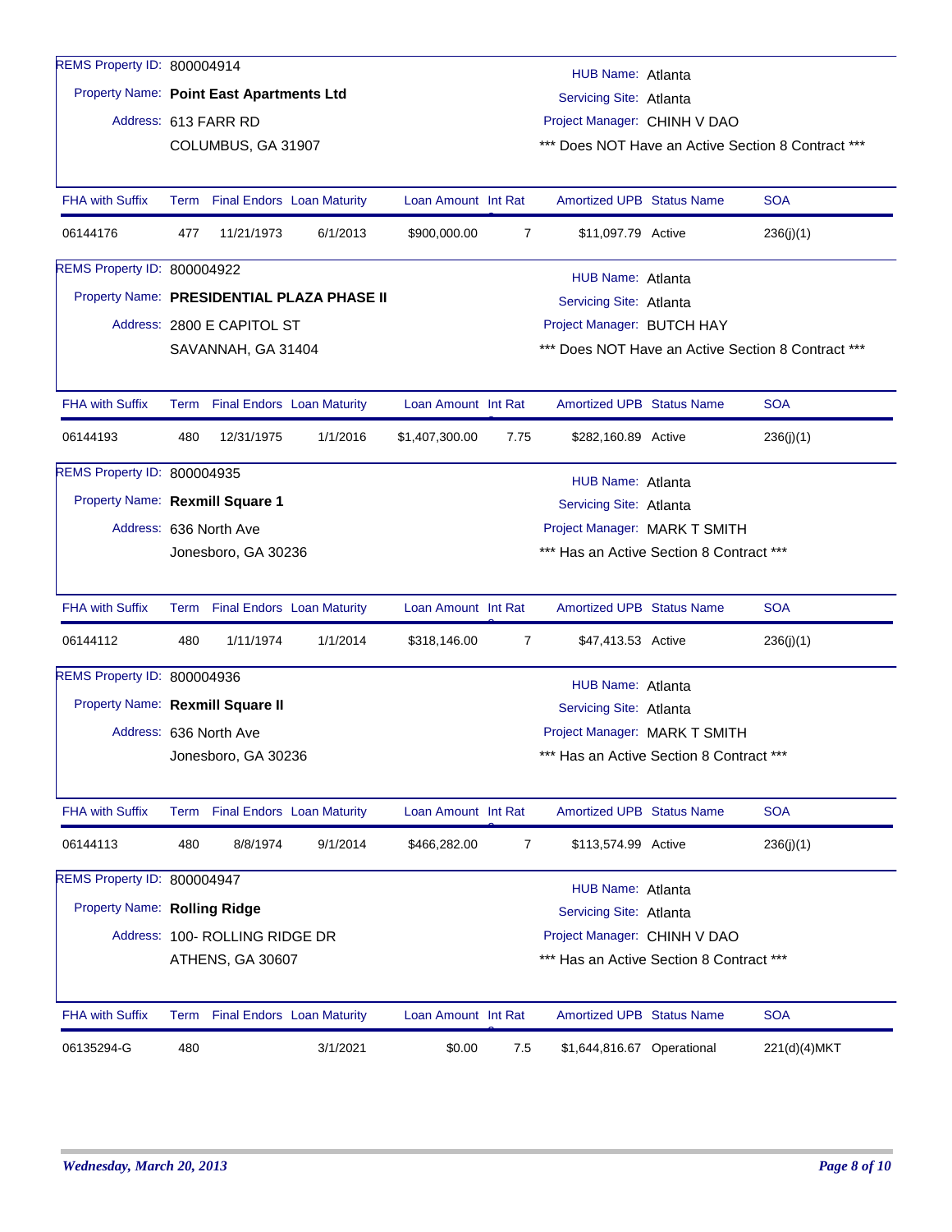REMS Property ID: 800004914

Property Name: **Point East Apartments Ltd**

Address: 613 FARR RD
COLUMBUS, GA 31907

HUB Name: Atlanta
Servicing Site: Atlanta
Project Manager: CHINH V DAO
*** Does NOT Have an Active Section 8 Contract ***

| FHA with Suffix | Term | Final Endors | Loan Maturity | Loan Amount | Int Rate | Amortized UPB | Status Name | SOA |
|---|---|---|---|---|---|---|---|---|
| 06144176 | 477 | 11/21/1973 | 6/1/2013 | $900,000.00 | 7 | $11,097.79 | Active | 236(j)(1) |

REMS Property ID: 800004922

Property Name: **PRESIDENTIAL PLAZA PHASE II**

Address: 2800 E CAPITOL ST
SAVANNAH, GA 31404

HUB Name: Atlanta
Servicing Site: Atlanta
Project Manager: BUTCH HAY
*** Does NOT Have an Active Section 8 Contract ***

| FHA with Suffix | Term | Final Endors | Loan Maturity | Loan Amount | Int Rate | Amortized UPB | Status Name | SOA |
|---|---|---|---|---|---|---|---|---|
| 06144193 | 480 | 12/31/1975 | 1/1/2016 | $1,407,300.00 | 7.75 | $282,160.89 | Active | 236(j)(1) |

REMS Property ID: 800004935

Property Name: **Rexmill Square 1**

Address: 636 North Ave
Jonesboro, GA 30236

HUB Name: Atlanta
Servicing Site: Atlanta
Project Manager: MARK T SMITH
*** Has an Active Section 8 Contract ***

| FHA with Suffix | Term | Final Endors | Loan Maturity | Loan Amount | Int Rate | Amortized UPB | Status Name | SOA |
|---|---|---|---|---|---|---|---|---|
| 06144112 | 480 | 1/11/1974 | 1/1/2014 | $318,146.00 | 7 | $47,413.53 | Active | 236(j)(1) |

REMS Property ID: 800004936

Property Name: **Rexmill Square II**

Address: 636 North Ave
Jonesboro, GA 30236

HUB Name: Atlanta
Servicing Site: Atlanta
Project Manager: MARK T SMITH
*** Has an Active Section 8 Contract ***

| FHA with Suffix | Term | Final Endors | Loan Maturity | Loan Amount | Int Rate | Amortized UPB | Status Name | SOA |
|---|---|---|---|---|---|---|---|---|
| 06144113 | 480 | 8/8/1974 | 9/1/2014 | $466,282.00 | 7 | $113,574.99 | Active | 236(j)(1) |

REMS Property ID: 800004947

Property Name: **Rolling Ridge**

Address: 100- ROLLING RIDGE DR
ATHENS, GA 30607

HUB Name: Atlanta
Servicing Site: Atlanta
Project Manager: CHINH V DAO
*** Has an Active Section 8 Contract ***

| FHA with Suffix | Term | Final Endors | Loan Maturity | Loan Amount | Int Rate | Amortized UPB | Status Name | SOA |
|---|---|---|---|---|---|---|---|---|
| 06135294-G | 480 | | 3/1/2021 | $0.00 | 7.5 | $1,644,816.67 | Operational | 221(d)(4)MKT |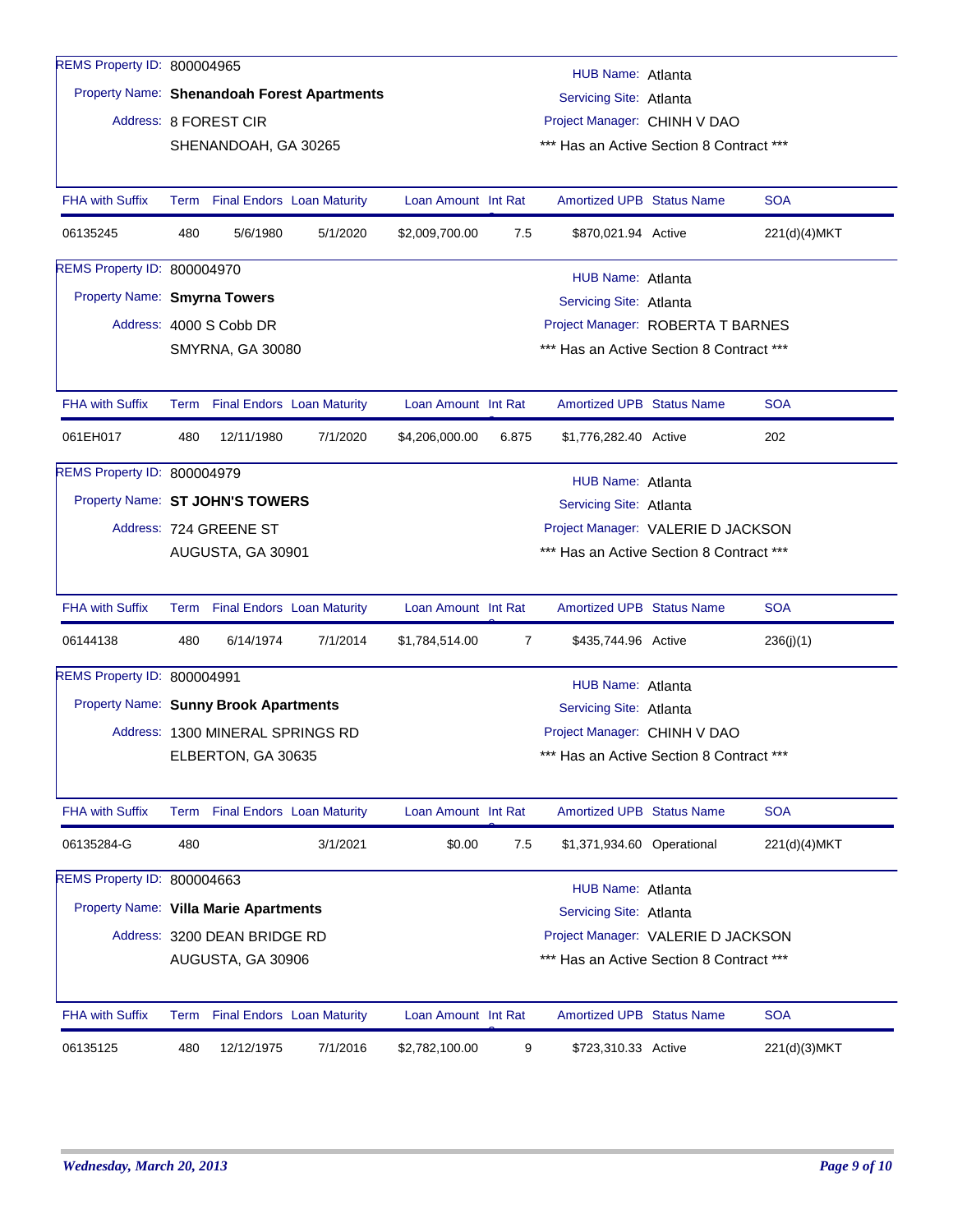REMS Property ID: 800004965

Property Name: **Shenandoah Forest Apartments**

Address: 8 FOREST CIR
SHENANDOAH, GA 30265

HUB Name: Atlanta
Servicing Site: Atlanta
Project Manager: CHINH V DAO
*** Has an Active Section 8 Contract ***

| FHA with Suffix | Term | Final Endors | Loan Maturity | Loan Amount | Int Rat | Amortized UPB | Status Name | SOA |
|---|---|---|---|---|---|---|---|---|
| 06135245 | 480 | 5/6/1980 | 5/1/2020 | $2,009,700.00 | 7.5 | $870,021.94 | Active | 221(d)(4)MKT |

REMS Property ID: 800004970

Property Name: **Smyrna Towers**

Address: 4000 S Cobb DR
SMYRNA, GA 30080

HUB Name: Atlanta
Servicing Site: Atlanta
Project Manager: ROBERTA T BARNES
*** Has an Active Section 8 Contract ***

| FHA with Suffix | Term | Final Endors | Loan Maturity | Loan Amount | Int Rat | Amortized UPB | Status Name | SOA |
|---|---|---|---|---|---|---|---|---|
| 061EH017 | 480 | 12/11/1980 | 7/1/2020 | $4,206,000.00 | 6.875 | $1,776,282.40 | Active | 202 |

REMS Property ID: 800004979

Property Name: **ST JOHN'S TOWERS**

Address: 724 GREENE ST
AUGUSTA, GA 30901

HUB Name: Atlanta
Servicing Site: Atlanta
Project Manager: VALERIE D JACKSON
*** Has an Active Section 8 Contract ***

| FHA with Suffix | Term | Final Endors | Loan Maturity | Loan Amount | Int Rat | Amortized UPB | Status Name | SOA |
|---|---|---|---|---|---|---|---|---|
| 06144138 | 480 | 6/14/1974 | 7/1/2014 | $1,784,514.00 | 7 | $435,744.96 | Active | 236(j)(1) |

REMS Property ID: 800004991

Property Name: **Sunny Brook Apartments**

Address: 1300 MINERAL SPRINGS RD
ELBERTON, GA 30635

HUB Name: Atlanta
Servicing Site: Atlanta
Project Manager: CHINH V DAO
*** Has an Active Section 8 Contract ***

| FHA with Suffix | Term | Final Endors | Loan Maturity | Loan Amount | Int Rat | Amortized UPB | Status Name | SOA |
|---|---|---|---|---|---|---|---|---|
| 06135284-G | 480 | | 3/1/2021 | $0.00 | 7.5 | $1,371,934.60 | Operational | 221(d)(4)MKT |

REMS Property ID: 800004663

Property Name: **Villa Marie Apartments**

Address: 3200 DEAN BRIDGE RD
AUGUSTA, GA 30906

HUB Name: Atlanta
Servicing Site: Atlanta
Project Manager: VALERIE D JACKSON
*** Has an Active Section 8 Contract ***

| FHA with Suffix | Term | Final Endors | Loan Maturity | Loan Amount | Int Rat | Amortized UPB | Status Name | SOA |
|---|---|---|---|---|---|---|---|---|
| 06135125 | 480 | 12/12/1975 | 7/1/2016 | $2,782,100.00 | 9 | $723,310.33 | Active | 221(d)(3)MKT |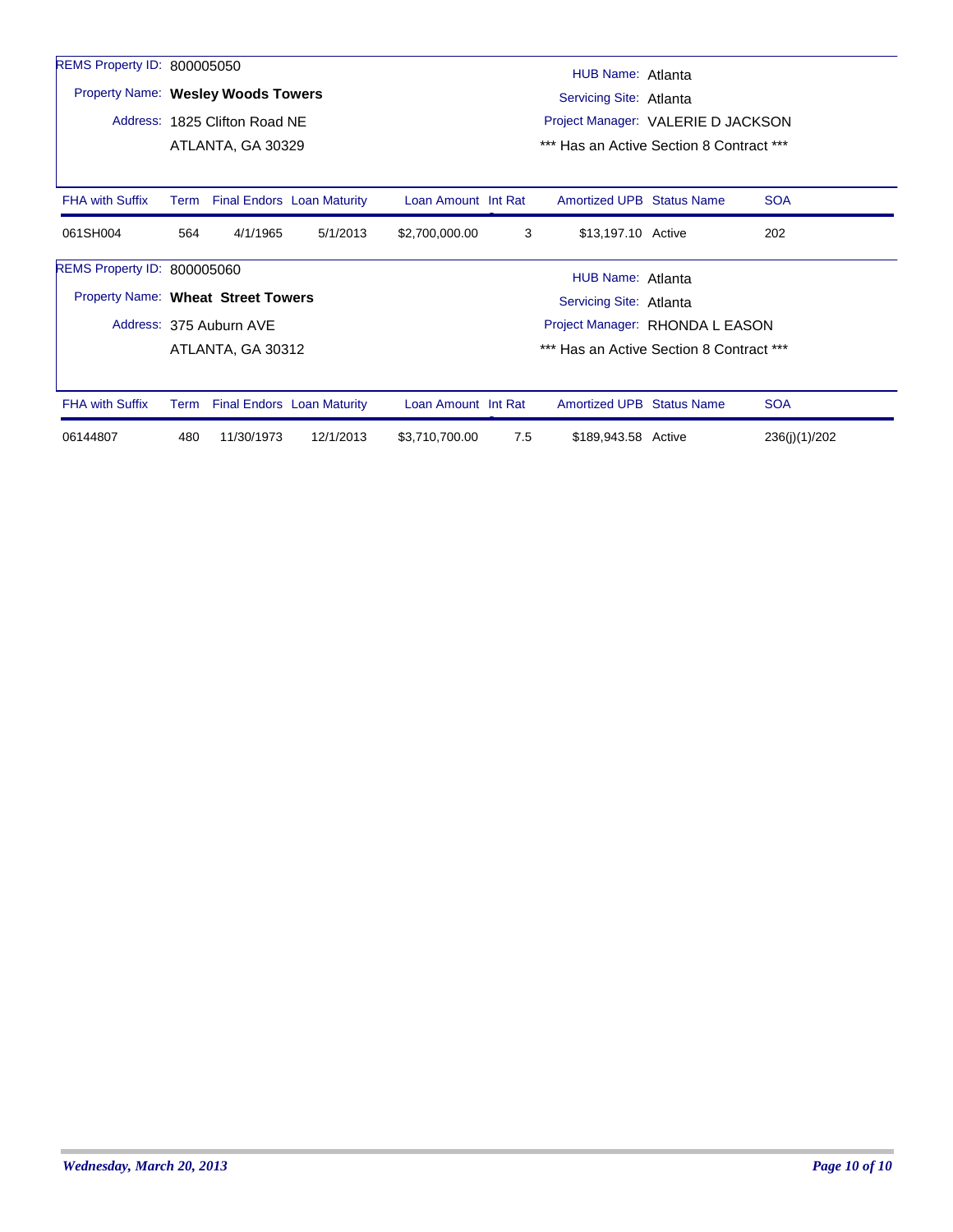REMS Property ID: 800005050

Property Name: **Wesley Woods Towers**

Address: 1825 Clifton Road NE

ATLANTA, GA 30329

HUB Name: Atlanta

Servicing Site: Atlanta

Project Manager: VALERIE D JACKSON

*** Has an Active Section 8 Contract ***

| FHA with Suffix | Term | Final Endors | Loan Maturity | Loan Amount | Int Rate | Amortized UPB | Status Name | SOA |
|---|---|---|---|---|---|---|---|---|
| 061SH004 | 564 | 4/1/1965 | 5/1/2013 | $2,700,000.00 | 3 | $13,197.10 | Active | 202 |

REMS Property ID: 800005060

Property Name: **Wheat Street Towers**

Address: 375 Auburn AVE

ATLANTA, GA 30312

HUB Name: Atlanta

Servicing Site: Atlanta

Project Manager: RHONDA L EASON

*** Has an Active Section 8 Contract ***

| FHA with Suffix | Term | Final Endors | Loan Maturity | Loan Amount | Int Rate | Amortized UPB | Status Name | SOA |
|---|---|---|---|---|---|---|---|---|
| 06144807 | 480 | 11/30/1973 | 12/1/2013 | $3,710,700.00 | 7.5 | $189,943.58 | Active | 236(j)(1)/202 |